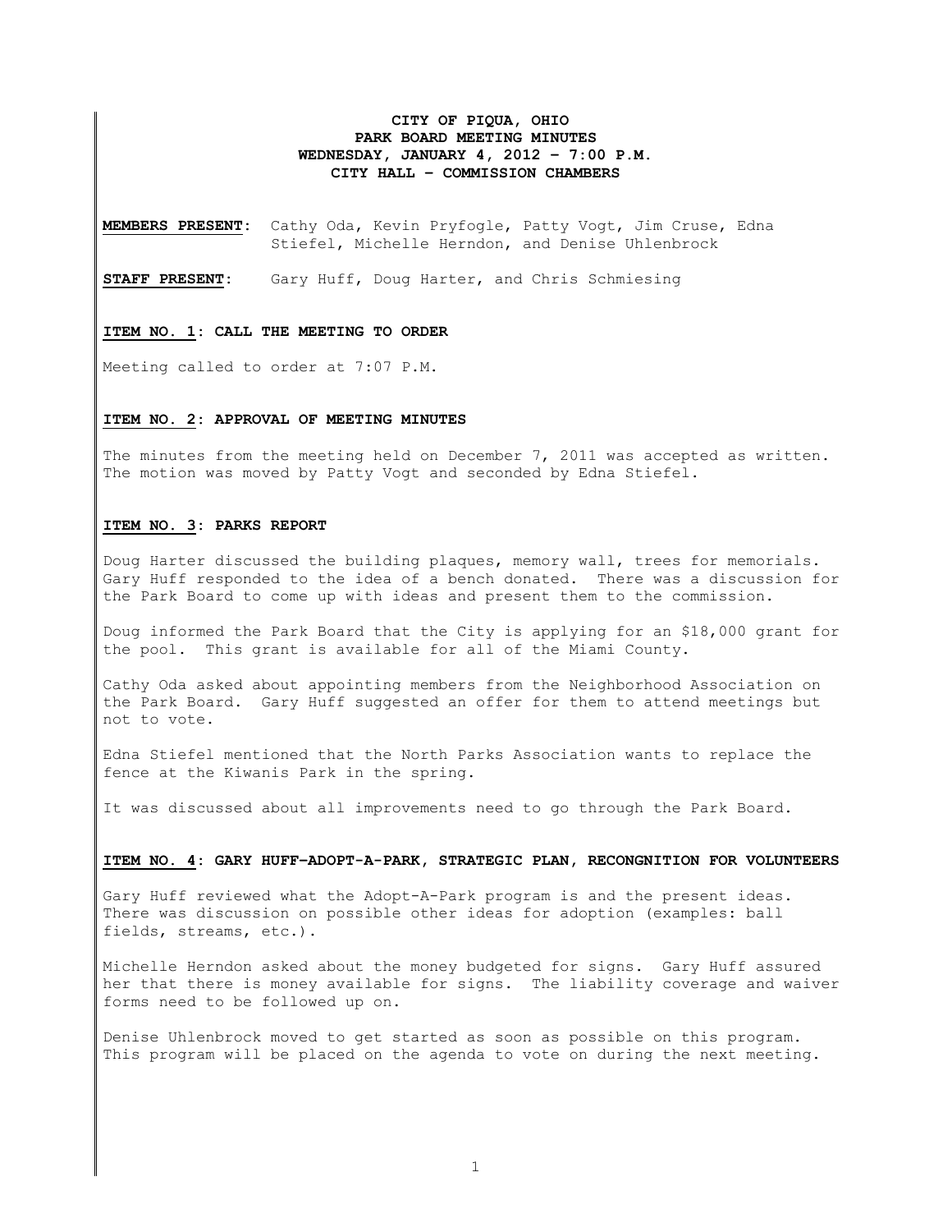# CITY OF PIQUA, OHIO
## PARK BOARD MEETING MINUTES
## WEDNESDAY, JANUARY 4, 2012 – 7:00 P.M.
## CITY HALL – COMMISSION CHAMBERS

**MEMBERS PRESENT:** Cathy Oda, Kevin Pryfogle, Patty Vogt, Jim Cruse, Edna Stiefel, Michelle Herndon, and Denise Uhlenbrock

**STAFF PRESENT:** Gary Huff, Doug Harter, and Chris Schmiesing

**ITEM NO. 1: CALL THE MEETING TO ORDER**

Meeting called to order at 7:07 P.M.

**ITEM NO. 2: APPROVAL OF MEETING MINUTES**

The minutes from the meeting held on December 7, 2011 was accepted as written. The motion was moved by Patty Vogt and seconded by Edna Stiefel.

**ITEM NO. 3: PARKS REPORT**

Doug Harter discussed the building plaques, memory wall, trees for memorials. Gary Huff responded to the idea of a bench donated. There was a discussion for the Park Board to come up with ideas and present them to the commission.

Doug informed the Park Board that the City is applying for an $18,000 grant for the pool. This grant is available for all of the Miami County.

Cathy Oda asked about appointing members from the Neighborhood Association on the Park Board. Gary Huff suggested an offer for them to attend meetings but not to vote.

Edna Stiefel mentioned that the North Parks Association wants to replace the fence at the Kiwanis Park in the spring.

It was discussed about all improvements need to go through the Park Board.

**ITEM NO. 4: GARY HUFF–ADOPT-A-PARK, STRATEGIC PLAN, RECONGNITION FOR VOLUNTEERS**

Gary Huff reviewed what the Adopt-A-Park program is and the present ideas. There was discussion on possible other ideas for adoption (examples: ball fields, streams, etc.).

Michelle Herndon asked about the money budgeted for signs. Gary Huff assured her that there is money available for signs. The liability coverage and waiver forms need to be followed up on.

Denise Uhlenbrock moved to get started as soon as possible on this program. This program will be placed on the agenda to vote on during the next meeting.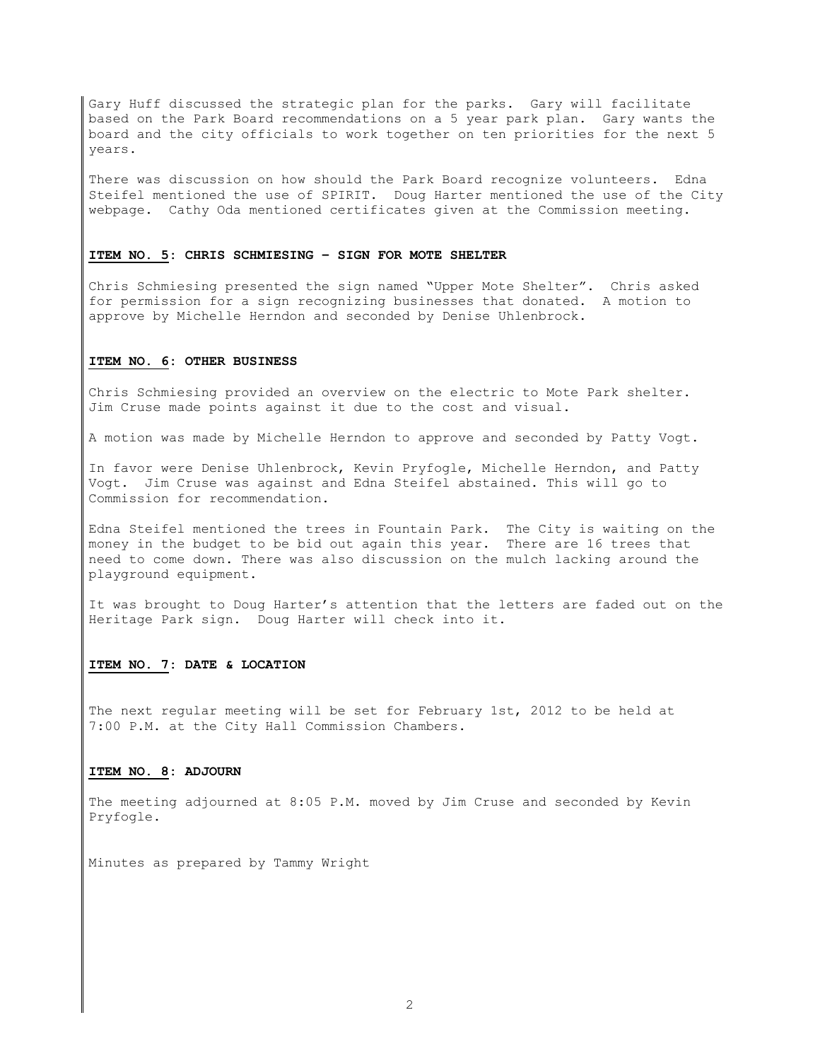Gary Huff discussed the strategic plan for the parks. Gary will facilitate based on the Park Board recommendations on a 5 year park plan. Gary wants the board and the city officials to work together on ten priorities for the next 5 years.

There was discussion on how should the Park Board recognize volunteers. Edna Steifel mentioned the use of SPIRIT. Doug Harter mentioned the use of the City webpage. Cathy Oda mentioned certificates given at the Commission meeting.

**ITEM NO. 5: CHRIS SCHMIESING – SIGN FOR MOTE SHELTER**

Chris Schmiesing presented the sign named "Upper Mote Shelter". Chris asked for permission for a sign recognizing businesses that donated. A motion to approve by Michelle Herndon and seconded by Denise Uhlenbrock.

**ITEM NO. 6: OTHER BUSINESS**

Chris Schmiesing provided an overview on the electric to Mote Park shelter. Jim Cruse made points against it due to the cost and visual.

A motion was made by Michelle Herndon to approve and seconded by Patty Vogt.

In favor were Denise Uhlenbrock, Kevin Pryfogle, Michelle Herndon, and Patty Vogt. Jim Cruse was against and Edna Steifel abstained. This will go to Commission for recommendation.

Edna Steifel mentioned the trees in Fountain Park. The City is waiting on the money in the budget to be bid out again this year. There are 16 trees that need to come down. There was also discussion on the mulch lacking around the playground equipment.

It was brought to Doug Harter's attention that the letters are faded out on the Heritage Park sign. Doug Harter will check into it.

**ITEM NO. 7: DATE & LOCATION**

The next regular meeting will be set for February 1st, 2012 to be held at 7:00 P.M. at the City Hall Commission Chambers.

**ITEM NO. 8: ADJOURN**

The meeting adjourned at 8:05 P.M. moved by Jim Cruse and seconded by Kevin Pryfogle.

Minutes as prepared by Tammy Wright